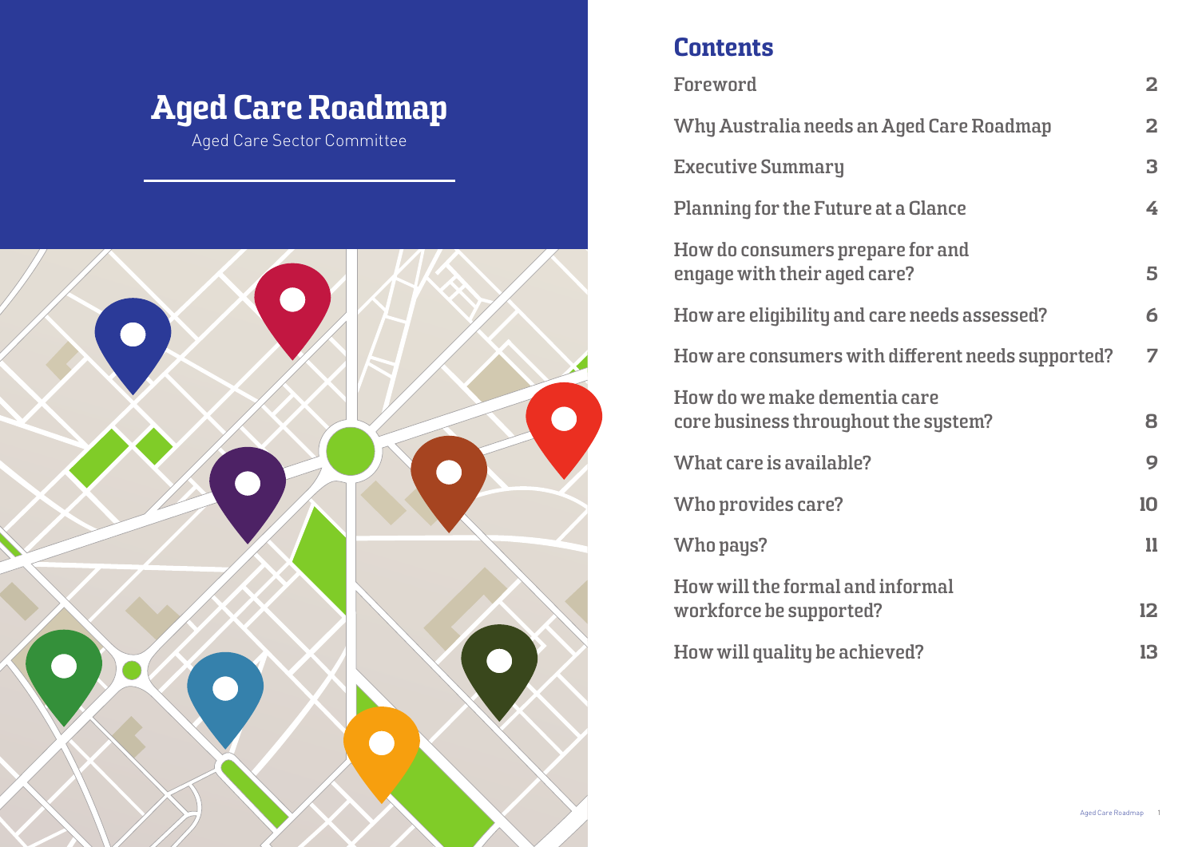# Aged Care Roadmap

Aged Care Sector Committee

## Contents

| | |
|---|---|
| Foreword | 2 |
| Why Australia needs an Aged Care Roadmap | 2 |
| Executive Summary | 3 |
| Planning for the Future at a Glance | 4 |
| How do consumers prepare for and engage with their aged care? | 5 |
| How are eligibility and care needs assessed? | 6 |
| How are consumers with different needs supported? | 7 |
| How do we make dementia care core business throughout the system? | 8 |
| What care is available? | 9 |
| Who provides care? | 10 |
| Who pays? | 11 |
| How will the formal and informal workforce be supported? | 12 |
| How will quality be achieved? | 13 |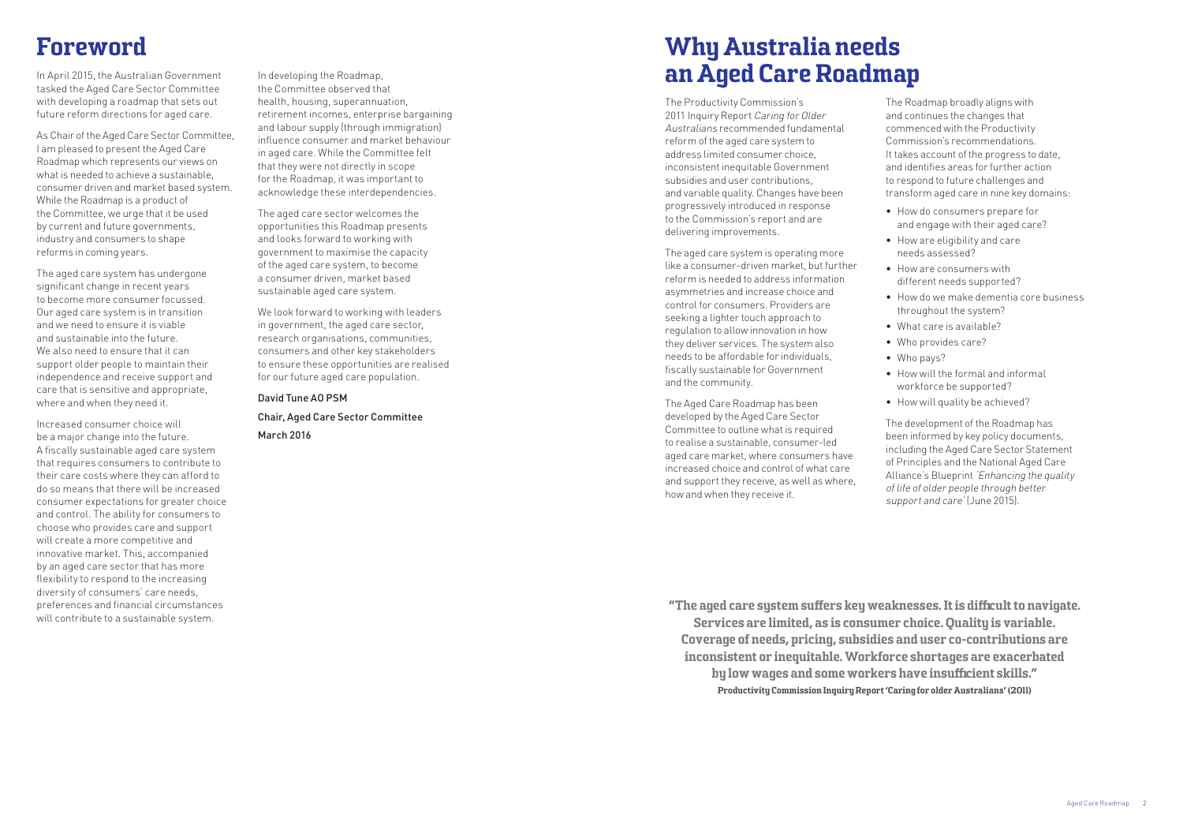# Foreword

In April 2015, the Australian Government tasked the Aged Care Sector Committee with developing a roadmap that sets out future reform directions for aged care.

As Chair of the Aged Care Sector Committee, I am pleased to present the Aged Care Roadmap which represents our views on what is needed to achieve a sustainable, consumer driven and market based system. While the Roadmap is a product of the Committee, we urge that it be used by current and future governments, industry and consumers to shape reforms in coming years.

The aged care system has undergone significant change in recent years to become more consumer focussed. Our aged care system is in transition and we need to ensure it is viable and sustainable into the future. We also need to ensure that it can support older people to maintain their independence and receive support and care that is sensitive and appropriate, where and when they need it.

Increased consumer choice will be a major change into the future. A fiscally sustainable aged care system that requires consumers to contribute to their care costs where they can afford to do so means that there will be increased consumer expectations for greater choice and control. The ability for consumers to choose who provides care and support will create a more competitive and innovative market. This, accompanied by an aged care sector that has more flexibility to respond to the increasing diversity of consumers' care needs, preferences and financial circumstances will contribute to a sustainable system.

In developing the Roadmap, the Committee observed that health, housing, superannuation, retirement incomes, enterprise bargaining and labour supply (through immigration) influence consumer and market behaviour in aged care. While the Committee felt that they were not directly in scope for the Roadmap, it was important to acknowledge these interdependencies.

The aged care sector welcomes the opportunities this Roadmap presents and looks forward to working with government to maximise the capacity of the aged care system, to become a consumer driven, market based sustainable aged care system.

We look forward to working with leaders in government, the aged care sector, research organisations, communities, consumers and other key stakeholders to ensure these opportunities are realised for our future aged care population.

David Tune AO PSM

Chair, Aged Care Sector Committee

March 2016

# Why Australia needs an Aged Care Roadmap

The Productivity Commission's 2011 Inquiry Report *Caring for Older Australians* recommended fundamental reform of the aged care system to address limited consumer choice, inconsistent inequitable Government subsidies and user contributions, and variable quality. Changes have been progressively introduced in response to the Commission's report and are delivering improvements.

The aged care system is operating more like a consumer-driven market, but further reform is needed to address information asymmetries and increase choice and control for consumers. Providers are seeking a lighter touch approach to regulation to allow innovation in how they deliver services. The system also needs to be affordable for individuals, fiscally sustainable for Government and the community.

The Aged Care Roadmap has been developed by the Aged Care Sector Committee to outline what is required to realise a sustainable, consumer-led aged care market, where consumers have increased choice and control of what care and support they receive, as well as where, how and when they receive it.

The Roadmap broadly aligns with and continues the changes that commenced with the Productivity Commission's recommendations. It takes account of the progress to date, and identifies areas for further action to respond to future challenges and transform aged care in nine key domains:

- How do consumers prepare for and engage with their aged care?
- How are eligibility and care needs assessed?
- How are consumers with different needs supported?
- How do we make dementia core business throughout the system?
- What care is available?
- Who provides care?
- Who pays?
- How will the formal and informal workforce be supported?
- How will quality be achieved?

The development of the Roadmap has been informed by key policy documents, including the Aged Care Sector Statement of Principles and the National Aged Care Alliance's Blueprint *'Enhancing the quality of life of older people through better support and care'* (June 2015).

**"The aged care system suffers key weaknesses. It is difficult to navigate. Services are limited, as is consumer choice. Quality is variable. Coverage of needs, pricing, subsidies and user co-contributions are inconsistent or inequitable. Workforce shortages are exacerbated by low wages and some workers have insufficient skills."**

**Productivity Commission Inquiry Report 'Caring for older Australians' (2011)**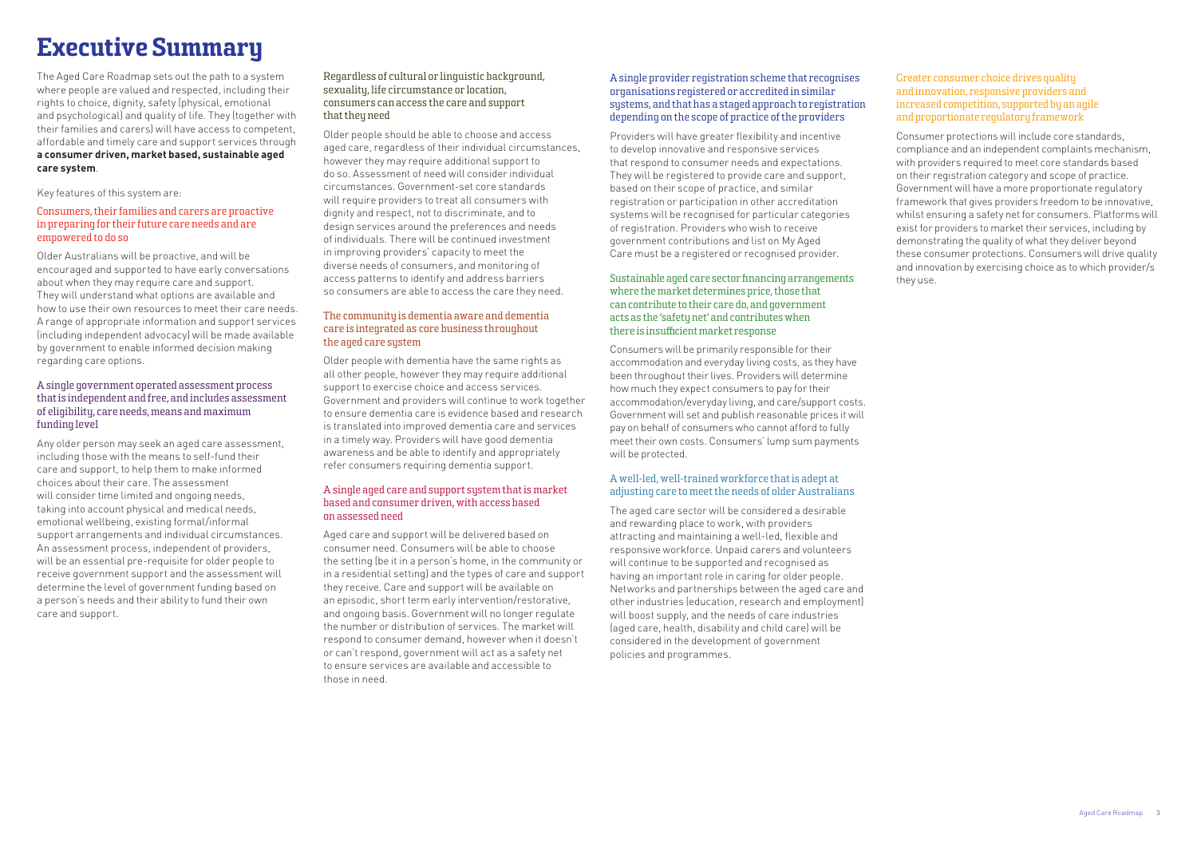# Executive Summary

The Aged Care Roadmap sets out the path to a system where people are valued and respected, including their rights to choice, dignity, safety (physical, emotional and psychological) and quality of life. They (together with their families and carers) will have access to competent, affordable and timely care and support services through **a consumer driven, market based, sustainable aged care system**.

Key features of this system are:

### Consumers, their families and carers are proactive in preparing for their future care needs and are empowered to do so

Older Australians will be proactive, and will be encouraged and supported to have early conversations about when they may require care and support. They will understand what options are available and how to use their own resources to meet their care needs. A range of appropriate information and support services (including independent advocacy) will be made available by government to enable informed decision making regarding care options.

### A single government operated assessment process that is independent and free, and includes assessment of eligibility, care needs, means and maximum funding level

Any older person may seek an aged care assessment, including those with the means to self-fund their care and support, to help them to make informed choices about their care. The assessment will consider time limited and ongoing needs, taking into account physical and medical needs, emotional wellbeing, existing formal/informal support arrangements and individual circumstances. An assessment process, independent of providers, will be an essential pre-requisite for older people to receive government support and the assessment will determine the level of government funding based on a person's needs and their ability to fund their own care and support.

### Regardless of cultural or linguistic background, sexuality, life circumstance or location, consumers can access the care and support that they need

Older people should be able to choose and access aged care, regardless of their individual circumstances, however they may require additional support to do so. Assessment of need will consider individual circumstances. Government-set core standards will require providers to treat all consumers with dignity and respect, not to discriminate, and to design services around the preferences and needs of individuals. There will be continued investment in improving providers' capacity to meet the diverse needs of consumers, and monitoring of access patterns to identify and address barriers so consumers are able to access the care they need.

### The community is dementia aware and dementia care is integrated as core business throughout the aged care system

Older people with dementia have the same rights as all other people, however they may require additional support to exercise choice and access services. Government and providers will continue to work together to ensure dementia care is evidence based and research is translated into improved dementia care and services in a timely way. Providers will have good dementia awareness and be able to identify and appropriately refer consumers requiring dementia support.

### A single aged care and support system that is market based and consumer driven, with access based on assessed need

Aged care and support will be delivered based on consumer need. Consumers will be able to choose the setting (be it in a person's home, in the community or in a residential setting) and the types of care and support they receive. Care and support will be available on an episodic, short term early intervention/restorative, and ongoing basis. Government will no longer regulate the number or distribution of services. The market will respond to consumer demand, however when it doesn't or can't respond, government will act as a safety net to ensure services are available and accessible to those in need.

### A single provider registration scheme that recognises organisations registered or accredited in similar systems, and that has a staged approach to registration depending on the scope of practice of the providers

Providers will have greater flexibility and incentive to develop innovative and responsive services that respond to consumer needs and expectations. They will be registered to provide care and support, based on their scope of practice, and similar registration or participation in other accreditation systems will be recognised for particular categories of registration. Providers who wish to receive government contributions and list on My Aged Care must be a registered or recognised provider.

### Sustainable aged care sector financing arrangements where the market determines price, those that can contribute to their care do, and government acts as the 'safety net' and contributes when there is insufficient market response

Consumers will be primarily responsible for their accommodation and everyday living costs, as they have been throughout their lives. Providers will determine how much they expect consumers to pay for their accommodation/everyday living, and care/support costs. Government will set and publish reasonable prices it will pay on behalf of consumers who cannot afford to fully meet their own costs. Consumers' lump sum payments will be protected.

### A well-led, well-trained workforce that is adept at adjusting care to meet the needs of older Australians

The aged care sector will be considered a desirable and rewarding place to work, with providers attracting and maintaining a well-led, flexible and responsive workforce. Unpaid carers and volunteers will continue to be supported and recognised as having an important role in caring for older people. Networks and partnerships between the aged care and other industries (education, research and employment) will boost supply, and the needs of care industries (aged care, health, disability and child care) will be considered in the development of government policies and programmes.

### Greater consumer choice drives quality and innovation, responsive providers and increased competition, supported by an agile and proportionate regulatory framework

Consumer protections will include core standards, compliance and an independent complaints mechanism, with providers required to meet core standards based on their registration category and scope of practice. Government will have a more proportionate regulatory framework that gives providers freedom to be innovative, whilst ensuring a safety net for consumers. Platforms will exist for providers to market their services, including by demonstrating the quality of what they deliver beyond these consumer protections. Consumers will drive quality and innovation by exercising choice as to which provider/s they use.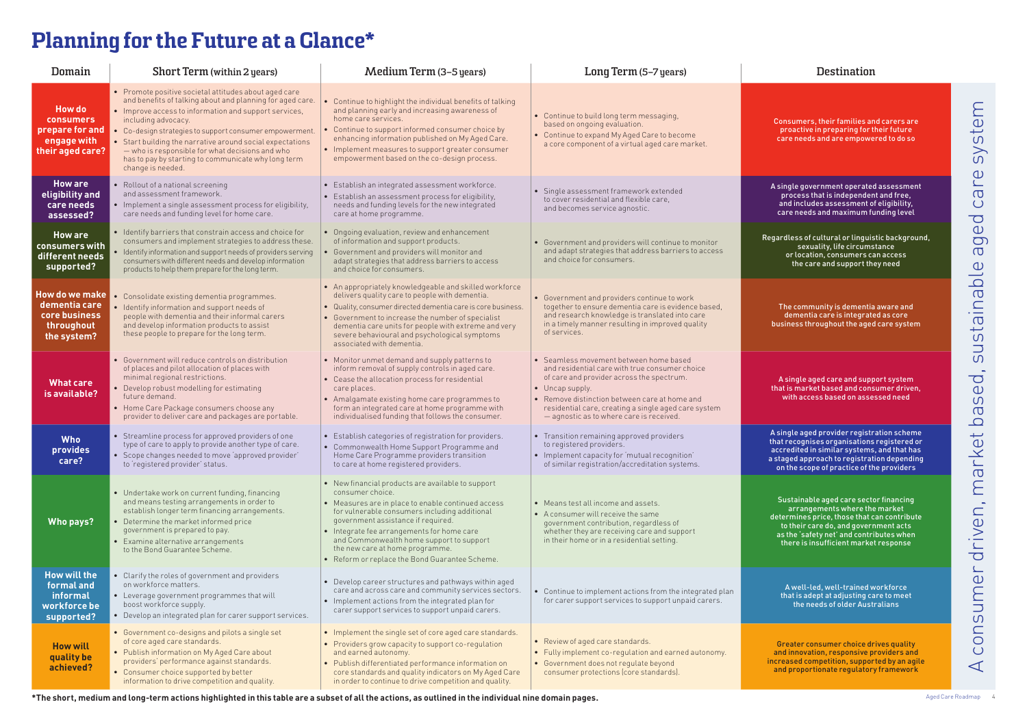# Planning for the Future at a Glance*

| Domain | Short Term (within 2 years) | Medium Term (3–5 years) | Long Term (5–7 years) | Destination |
|---|---|---|---|---|
| **How do consumers prepare for and engage with their aged care?** | • Promote positive societal attitudes about aged care and benefits of talking about and planning for aged care.<br>• Improve access to information and support services, including advocacy.<br>• Co-design strategies to support consumer empowerment.<br>• Start building the narrative around social expectations — who is responsible for what decisions and who has to pay by starting to communicate why long term change is needed. | • Continue to highlight the individual benefits of talking and planning early and increasing awareness of home care services.<br>• Continue to support informed consumer choice by enhancing information published on My Aged Care.<br>• Implement measures to support greater consumer empowerment based on the co-design process. | • Continue to build long term messaging, based on ongoing evaluation.<br>• Continue to expand My Aged Care to become a core component of a virtual aged care market. | **Consumers, their families and carers are proactive in preparing for their future care needs and are empowered to do so** |
| **How are eligibility and care needs assessed?** | • Rollout of a national screening and assessment framework.<br>• Implement a single assessment process for eligibility, care needs and funding level for home care. | • Establish an integrated assessment workforce.<br>• Establish an assessment process for eligibility, needs and funding levels for the new integrated care at home programme. | • Single assessment framework extended to cover residential and flexible care, and becomes service agnostic. | **A single government operated assessment process that is independent and free, and includes assessment of eligibility, care needs and maximum funding level** |
| **How are consumers with different needs supported?** | • Identify barriers that constrain access and choice for consumers and implement strategies to address these.<br>• Identify information and support needs of providers serving consumers with different needs and develop information products to help them prepare for the long term. | • Ongoing evaluation, review and enhancement of information and support products.<br>• Government and providers will monitor and adapt strategies that address barriers to access and choice for consumers. | • Government and providers will continue to monitor and adapt strategies that address barriers to access and choice for consumers. | **Regardless of cultural or linguistic background, sexuality, life circumstance or location, consumers can access the care and support they need** |
| **How do we make dementia care core business throughout the system?** | • Consolidate existing dementia programmes.<br>• Identify information and support needs of people with dementia and their informal carers and develop information products to assist these people to prepare for the long term. | • An appropriately knowledgeable and skilled workforce delivers quality care to people with dementia.<br>• Quality, consumer directed dementia care is core business.<br>• Government to increase the number of specialist dementia care units for people with extreme and very severe behavioural and psychological symptoms associated with dementia. | • Government and providers continue to work together to ensure dementia care is evidence based, and research knowledge is translated into care in a timely manner resulting in improved quality of services. | **The community is dementia aware and dementia care is integrated as core business throughout the aged care system** |
| **What care is available?** | • Government will reduce controls on distribution of places and pilot allocation of places with minimal regional restrictions.<br>• Develop robust modelling for estimating future demand.<br>• Home Care Package consumers choose any provider to deliver care and packages are portable. | • Monitor unmet demand and supply patterns to inform removal of supply controls in aged care.<br>• Cease the allocation process for residential care places.<br>• Amalgamate existing home care programmes to form an integrated care at home programme with individualised funding that follows the consumer. | • Seamless movement between home based and residential care with true consumer choice of care and provider across the spectrum.<br>• Uncap supply.<br>• Remove distinction between care at home and residential care, creating a single aged care system — agnostic as to where care is received. | **A single aged care and support system that is market based and consumer driven, with access based on assessed need** |
| **Who provides care?** | • Streamline process for approved providers of one type of care to apply to provide another type of care.<br>• Scope changes needed to move 'approved provider' to 'registered provider' status. | • Establish categories of registration for providers.<br>• Commonwealth Home Support Programme and Home Care Programme providers transition to care at home registered providers. | • Transition remaining approved providers to registered providers.<br>• Implement capacity for 'mutual recognition' of similar registration/accreditation systems. | **A single aged provider registration scheme that recognises organisations registered or accredited in similar systems, and that has a staged approach to registration depending on the scope of practice of the providers** |
| **Who pays?** | • Undertake work on current funding, financing and means testing arrangements in order to establish longer term financing arrangements.<br>• Determine the market informed price government is prepared to pay.<br>• Examine alternative arrangements to the Bond Guarantee Scheme. | • New financial products are available to support consumer choice.<br>• Measures are in place to enable continued access for vulnerable consumers including additional government assistance if required.<br>• Integrate fee arrangements for home care and Commonwealth home support to support the new care at home programme.<br>• Reform or replace the Bond Guarantee Scheme. | • Means test all income and assets.<br>• A consumer will receive the same government contribution, regardless of whether they are receiving care and support in their home or in a residential setting. | **Sustainable aged care sector financing arrangements where the market determines price, those that can contribute to their care do, and government acts as the 'safety net' and contributes when there is insufficient market response** |
| **How will the formal and informal workforce be supported?** | • Clarify the roles of government and providers on workforce matters.<br>• Leverage government programmes that will boost workforce supply.<br>• Develop an integrated plan for carer support services. | • Develop career structures and pathways within aged care and across care and community services sectors.<br>• Implement actions from the integrated plan for carer support services to support unpaid carers. | • Continue to implement actions from the integrated plan for carer support services to support unpaid carers. | **A well-led, well-trained workforce that is adept at adjusting care to meet the needs of older Australians** |
| **How will quality be achieved?** | • Government co-designs and pilots a single set of core aged care standards.<br>• Publish information on My Aged Care about providers' performance against standards.<br>• Consumer choice supported by better information to drive competition and quality. | • Implement the single set of core aged care standards.<br>• Providers grow capacity to support co-regulation and earned autonomy.<br>• Publish differentiated performance information on core standards and quality indicators on My Aged Care in order to continue to drive competition and quality. | • Review of aged care standards.<br>• Fully implement co-regulation and earned autonomy.<br>• Government does not regulate beyond consumer protections (core standards). | **Greater consumer choice drives quality and innovation, responsive providers and increased competition, supported by an agile and proportionate regulatory framework** |

A consumer driven, market based, sustainable aged care system

**\*The short, medium and long-term actions highlighted in this table are a subset of all the actions, as outlined in the individual nine domain pages.**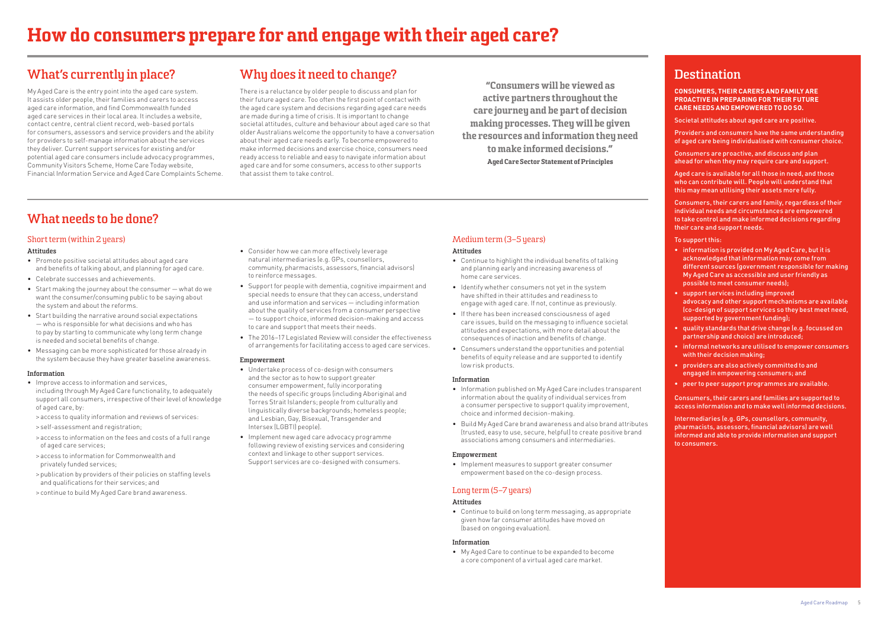# How do consumers prepare for and engage with their aged care?

## What's currently in place?

My Aged Care is the entry point into the aged care system. It assists older people, their families and carers to access aged care information, and find Commonwealth funded aged care services in their local area. It includes a website, contact centre, central client record, web-based portals for consumers, assessors and service providers and the ability for providers to self-manage information about the services they deliver. Current support services for existing and/or potential aged care consumers include advocacy programmes, Community Visitors Scheme, Home Care Today website, Financial Information Service and Aged Care Complaints Scheme.

## Why does it need to change?

There is a reluctance by older people to discuss and plan for their future aged care. Too often the first point of contact with the aged care system and decisions regarding aged care needs are made during a time of crisis. It is important to change societal attitudes, culture and behaviour about aged care so that older Australians welcome the opportunity to have a conversation about their aged care needs early. To become empowered to make informed decisions and exercise choice, consumers need ready access to reliable and easy to navigate information about aged care and for some consumers, access to other supports that assist them to take control.

> **"Consumers will be viewed as active partners throughout the care journey and be part of decision making processes. They will be given the resources and information they need to make informed decisions."**
>
> **Aged Care Sector Statement of Principles**

## What needs to be done?

### Short term (within 2 years)

#### Attitudes

- Promote positive societal attitudes about aged care and benefits of talking about, and planning for aged care.
- Celebrate successes and achievements.
- Start making the journey about the consumer — what do we want the consumer/consuming public to be saying about the system and about the reforms.
- Start building the narrative around social expectations — who is responsible for what decisions and who has to pay by starting to communicate why long term change is needed and societal benefits of change.
- Messaging can be more sophisticated for those already in the system because they have greater baseline awareness.

#### Information

- Improve access to information and services, including through My Aged Care functionality, to adequately support all consumers, irrespective of their level of knowledge of aged care, by:
  - > access to quality information and reviews of services:
  - > self-assessment and registration;
  - > access to information on the fees and costs of a full range of aged care services;
  - > access to information for Commonwealth and privately funded services;
  - > publication by providers of their policies on staffing levels and qualifications for their services; and
  - > continue to build My Aged Care brand awareness.
- Consider how we can more effectively leverage natural intermediaries (e.g. GPs, counsellors, community, pharmacists, assessors, financial advisors) to reinforce messages.
- Support for people with dementia, cognitive impairment and special needs to ensure that they can access, understand and use information and services — including information about the quality of services from a consumer perspective — to support choice, informed decision-making and access to care and support that meets their needs.
- The 2016–17 Legislated Review will consider the effectiveness of arrangements for facilitating access to aged care services.

#### Empowerment

- Undertake process of co-design with consumers and the sector as to how to support greater consumer empowerment, fully incorporating the needs of specific groups (including Aboriginal and Torres Strait Islanders; people from culturally and linguistically diverse backgrounds; homeless people; and Lesbian, Gay, Bisexual, Transgender and Intersex (LGBTI) people).
- Implement new aged care advocacy programme following review of existing services and considering context and linkage to other support services. Support services are co-designed with consumers.

### Medium term (3–5 years)

#### Attitudes

- Continue to highlight the individual benefits of talking and planning early and increasing awareness of home care services.
- Identify whether consumers not yet in the system have shifted in their attitudes and readiness to engage with aged care. If not, continue as previously.
- If there has been increased consciousness of aged care issues, build on the messaging to influence societal attitudes and expectations, with more detail about the consequences of inaction and benefits of change.
- Consumers understand the opportunities and potential benefits of equity release and are supported to identify low risk products.

#### Information

- Information published on My Aged Care includes transparent information about the quality of individual services from a consumer perspective to support quality improvement, choice and informed decision-making.
- Build My Aged Care brand awareness and also brand attributes (trusted, easy to use, secure, helpful) to create positive brand associations among consumers and intermediaries.

#### Empowerment

- Implement measures to support greater consumer empowerment based on the co-design process.

### Long term (5–7 years)

#### Attitudes

- Continue to build on long term messaging, as appropriate given how far consumer attitudes have moved on (based on ongoing evaluation).

#### Information

- My Aged Care to continue to be expanded to become a core component of a virtual aged care market.

## Destination

**CONSUMERS, THEIR CARERS AND FAMILY ARE PROACTIVE IN PREPARING FOR THEIR FUTURE CARE NEEDS AND EMPOWERED TO DO SO.**

Societal attitudes about aged care are positive.

Providers and consumers have the same understanding of aged care being individualised with consumer choice.

Consumers are proactive, and discuss and plan ahead for when they may require care and support.

Aged care is available for all those in need, and those who can contribute will. People will understand that this may mean utilising their assets more fully.

Consumers, their carers and family, regardless of their individual needs and circumstances are empowered to take control and make informed decisions regarding their care and support needs.

To support this:

- information is provided on My Aged Care, but it is acknowledged that information may come from different sources (government responsible for making My Aged Care as accessible and user friendly as possible to meet consumer needs);
- support services including improved advocacy and other support mechanisms are available (co-design of support services so they best meet need, supported by government funding);
- quality standards that drive change (e.g. focussed on partnership and choice) are introduced;
- informal networks are utilised to empower consumers with their decision making;
- providers are also actively committed to and engaged in empowering consumers; and
- peer to peer support programmes are available.

Consumers, their carers and families are supported to access information and to make well informed decisions.

Intermediaries (e.g. GPs, counsellors, community, pharmacists, assessors, financial advisors) are well informed and able to provide information and support to consumers.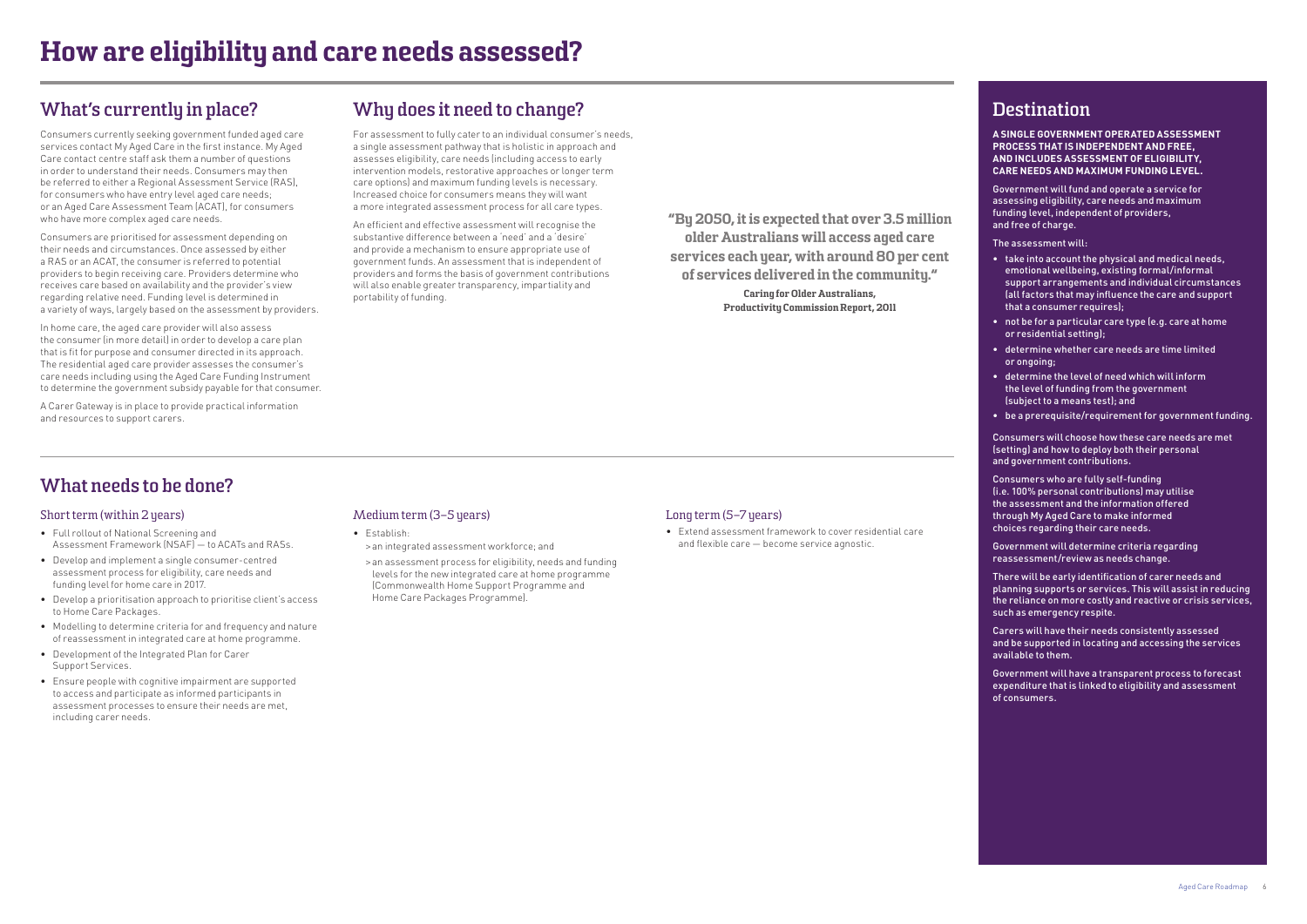# How are eligibility and care needs assessed?

## What's currently in place?

Consumers currently seeking government funded aged care services contact My Aged Care in the first instance. My Aged Care contact centre staff ask them a number of questions in order to understand their needs. Consumers may then be referred to either a Regional Assessment Service (RAS), for consumers who have entry level aged care needs; or an Aged Care Assessment Team (ACAT), for consumers who have more complex aged care needs.

Consumers are prioritised for assessment depending on their needs and circumstances. Once assessed by either a RAS or an ACAT, the consumer is referred to potential providers to begin receiving care. Providers determine who receives care based on availability and the provider's view regarding relative need. Funding level is determined in a variety of ways, largely based on the assessment by providers.

In home care, the aged care provider will also assess the consumer (in more detail) in order to develop a care plan that is fit for purpose and consumer directed in its approach. The residential aged care provider assesses the consumer's care needs including using the Aged Care Funding Instrument to determine the government subsidy payable for that consumer.

A Carer Gateway is in place to provide practical information and resources to support carers.

## Why does it need to change?

For assessment to fully cater to an individual consumer's needs, a single assessment pathway that is holistic in approach and assesses eligibility, care needs (including access to early intervention models, restorative approaches or longer term care options) and maximum funding levels is necessary. Increased choice for consumers means they will want a more integrated assessment process for all care types.

An efficient and effective assessment will recognise the substantive difference between a 'need' and a 'desire' and provide a mechanism to ensure appropriate use of government funds. An assessment that is independent of providers and forms the basis of government contributions will also enable greater transparency, impartiality and portability of funding.

> **"By 2050, it is expected that over 3.5 million older Australians will access aged care services each year, with around 80 per cent of services delivered in the community."**
>
> **Caring for Older Australians, Productivity Commission Report, 2011**

## What needs to be done?

### Short term (within 2 years)

- Full rollout of National Screening and Assessment Framework (NSAF) — to ACATs and RASs.
- Develop and implement a single consumer-centred assessment process for eligibility, care needs and funding level for home care in 2017.
- Develop a prioritisation approach to prioritise client's access to Home Care Packages.
- Modelling to determine criteria for and frequency and nature of reassessment in integrated care at home programme.
- Development of the Integrated Plan for Carer Support Services.
- Ensure people with cognitive impairment are supported to access and participate as informed participants in assessment processes to ensure their needs are met, including carer needs.

### Medium term (3–5 years)

- Establish:
  - > an integrated assessment workforce; and
  - > an assessment process for eligibility, needs and funding levels for the new integrated care at home programme (Commonwealth Home Support Programme and Home Care Packages Programme).

### Long term (5–7 years)

- Extend assessment framework to cover residential care and flexible care — become service agnostic.

## Destination

**A SINGLE GOVERNMENT OPERATED ASSESSMENT PROCESS THAT IS INDEPENDENT AND FREE, AND INCLUDES ASSESSMENT OF ELIGIBILITY, CARE NEEDS AND MAXIMUM FUNDING LEVEL.**

Government will fund and operate a service for assessing eligibility, care needs and maximum funding level, independent of providers, and free of charge.

The assessment will:

- take into account the physical and medical needs, emotional wellbeing, existing formal/informal support arrangements and individual circumstances (all factors that may influence the care and support that a consumer requires);
- not be for a particular care type (e.g. care at home or residential setting);
- determine whether care needs are time limited or ongoing;
- determine the level of need which will inform the level of funding from the government (subject to a means test); and
- be a prerequisite/requirement for government funding.

Consumers will choose how these care needs are met (setting) and how to deploy both their personal and government contributions.

Consumers who are fully self-funding (i.e. 100% personal contributions) may utilise the assessment and the information offered through My Aged Care to make informed choices regarding their care needs.

Government will determine criteria regarding reassessment/review as needs change.

There will be early identification of carer needs and planning supports or services. This will assist in reducing the reliance on more costly and reactive or crisis services, such as emergency respite.

Carers will have their needs consistently assessed and be supported in locating and accessing the services available to them.

Government will have a transparent process to forecast expenditure that is linked to eligibility and assessment of consumers.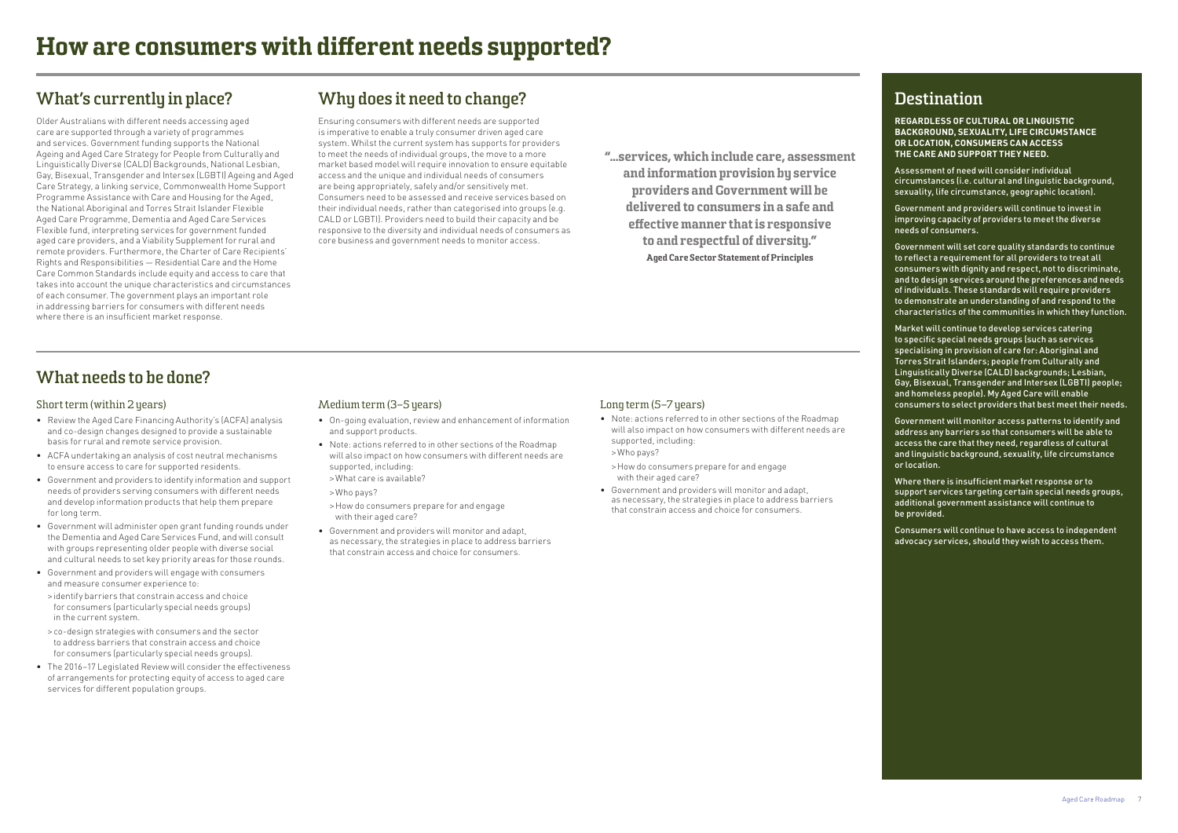# How are consumers with different needs supported?

## What's currently in place?

Older Australians with different needs accessing aged care are supported through a variety of programmes and services. Government funding supports the National Ageing and Aged Care Strategy for People from Culturally and Linguistically Diverse (CALD) Backgrounds, National Lesbian, Gay, Bisexual, Transgender and Intersex (LGBTI) Ageing and Aged Care Strategy, a linking service, Commonwealth Home Support Programme Assistance with Care and Housing for the Aged, the National Aboriginal and Torres Strait Islander Flexible Aged Care Programme, Dementia and Aged Care Services Flexible fund, interpreting services for government funded aged care providers, and a Viability Supplement for rural and remote providers. Furthermore, the Charter of Care Recipients' Rights and Responsibilities — Residential Care and the Home Care Common Standards include equity and access to care that takes into account the unique characteristics and circumstances of each consumer. The government plays an important role in addressing barriers for consumers with different needs where there is an insufficient market response.

## Why does it need to change?

Ensuring consumers with different needs are supported is imperative to enable a truly consumer driven aged care system. Whilst the current system has supports for providers to meet the needs of individual groups, the move to a more market based model will require innovation to ensure equitable access and the unique and individual needs of consumers are being appropriately, safely and/or sensitively met. Consumers need to be assessed and receive services based on their individual needs, rather than categorised into groups (e.g. CALD or LGBTI). Providers need to build their capacity and be responsive to the diversity and individual needs of consumers as core business and government needs to monitor access.

> **"…services, which include care, assessment and information provision by service providers and Government will be delivered to consumers in a safe and effective manner that is responsive to and respectful of diversity."**
>
> **Aged Care Sector Statement of Principles**

## What needs to be done?

### Short term (within 2 years)

- Review the Aged Care Financing Authority's (ACFA) analysis and co-design changes designed to provide a sustainable basis for rural and remote service provision.
- ACFA undertaking an analysis of cost neutral mechanisms to ensure access to care for supported residents.
- Government and providers to identify information and support needs of providers serving consumers with different needs and develop information products that help them prepare for long term.
- Government will administer open grant funding rounds under the Dementia and Aged Care Services Fund, and will consult with groups representing older people with diverse social and cultural needs to set key priority areas for those rounds.
- Government and providers will engage with consumers and measure consumer experience to:
  - > identify barriers that constrain access and choice for consumers (particularly special needs groups) in the current system.
  - > co-design strategies with consumers and the sector to address barriers that constrain access and choice for consumers (particularly special needs groups).
- The 2016–17 Legislated Review will consider the effectiveness of arrangements for protecting equity of access to aged care services for different population groups.

### Medium term (3–5 years)

- On-going evaluation, review and enhancement of information and support products.
- Note: actions referred to in other sections of the Roadmap will also impact on how consumers with different needs are supported, including:
  - > What care is available?
  - > Who pays?
  - > How do consumers prepare for and engage with their aged care?
- Government and providers will monitor and adapt, as necessary, the strategies in place to address barriers that constrain access and choice for consumers.

### Long term (5–7 years)

- Note: actions referred to in other sections of the Roadmap will also impact on how consumers with different needs are supported, including:
  - > Who pays?
  - > How do consumers prepare for and engage with their aged care?
- Government and providers will monitor and adapt, as necessary, the strategies in place to address barriers that constrain access and choice for consumers.

## Destination

**REGARDLESS OF CULTURAL OR LINGUISTIC BACKGROUND, SEXUALITY, LIFE CIRCUMSTANCE OR LOCATION, CONSUMERS CAN ACCESS THE CARE AND SUPPORT THEY NEED.**

Assessment of need will consider individual circumstances (i.e. cultural and linguistic background, sexuality, life circumstance, geographic location).

Government and providers will continue to invest in improving capacity of providers to meet the diverse needs of consumers.

Government will set core quality standards to continue to reflect a requirement for all providers to treat all consumers with dignity and respect, not to discriminate, and to design services around the preferences and needs of individuals. These standards will require providers to demonstrate an understanding of and respond to the characteristics of the communities in which they function.

Market will continue to develop services catering to specific special needs groups (such as services specialising in provision of care for: Aboriginal and Torres Strait Islanders; people from Culturally and Linguistically Diverse (CALD) backgrounds; Lesbian, Gay, Bisexual, Transgender and Intersex (LGBTI) people; and homeless people). My Aged Care will enable consumers to select providers that best meet their needs.

Government will monitor access patterns to identify and address any barriers so that consumers will be able to access the care that they need, regardless of cultural and linguistic background, sexuality, life circumstance or location.

Where there is insufficient market response or to support services targeting certain special needs groups, additional government assistance will continue to be provided.

Consumers will continue to have access to independent advocacy services, should they wish to access them.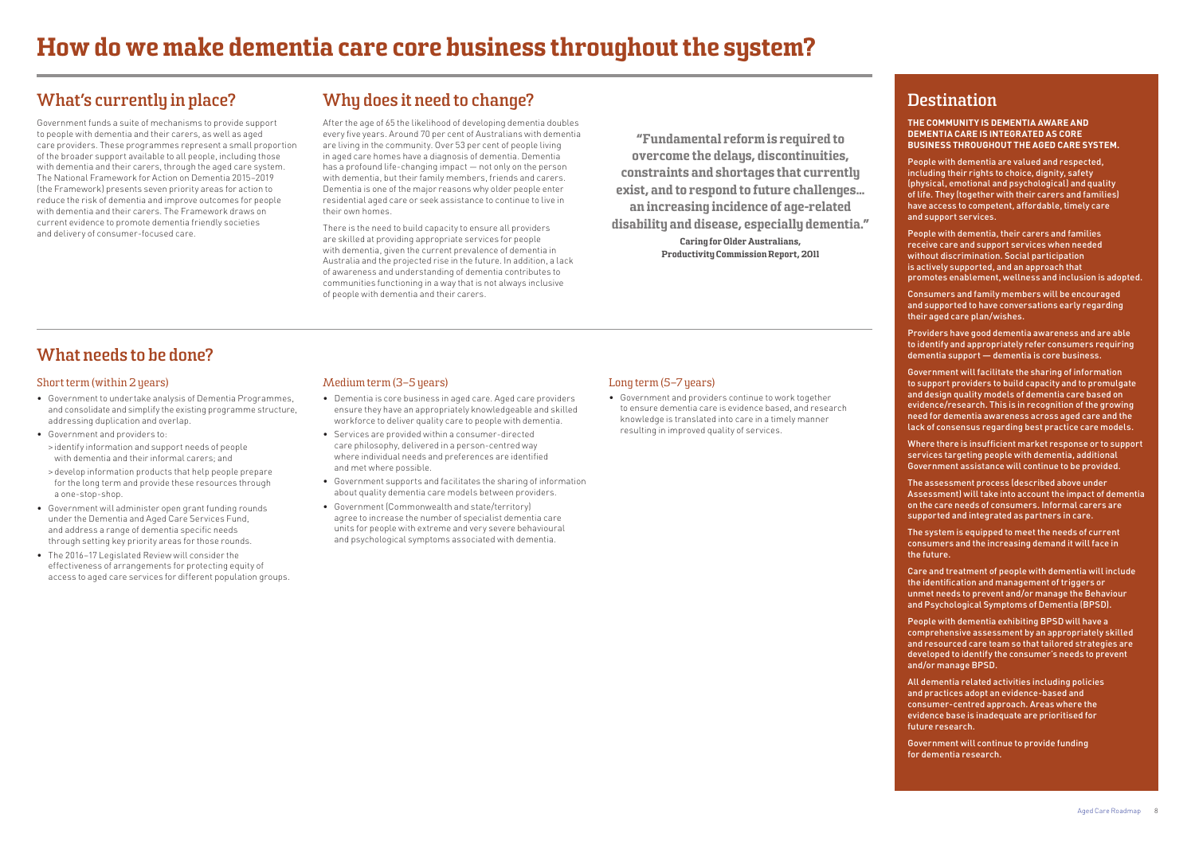# How do we make dementia care core business throughout the system?

## What's currently in place?

Government funds a suite of mechanisms to provide support to people with dementia and their carers, as well as aged care providers. These programmes represent a small proportion of the broader support available to all people, including those with dementia and their carers, through the aged care system. The National Framework for Action on Dementia 2015–2019 (the Framework) presents seven priority areas for action to reduce the risk of dementia and improve outcomes for people with dementia and their carers. The Framework draws on current evidence to promote dementia friendly societies and delivery of consumer-focused care.

## Why does it need to change?

After the age of 65 the likelihood of developing dementia doubles every five years. Around 70 per cent of Australians with dementia are living in the community. Over 53 per cent of people living in aged care homes have a diagnosis of dementia. Dementia has a profound life-changing impact — not only on the person with dementia, but their family members, friends and carers. Dementia is one of the major reasons why older people enter residential aged care or seek assistance to continue to live in their own homes.

There is the need to build capacity to ensure all providers are skilled at providing appropriate services for people with dementia, given the current prevalence of dementia in Australia and the projected rise in the future. In addition, a lack of awareness and understanding of dementia contributes to communities functioning in a way that is not always inclusive of people with dementia and their carers.

> **"Fundamental reform is required to overcome the delays, discontinuities, constraints and shortages that currently exist, and to respond to future challenges… an increasing incidence of age-related disability and disease, especially dementia."**
>
> **Caring for Older Australians, Productivity Commission Report, 2011**

## What needs to be done?

### Short term (within 2 years)

- Government to undertake analysis of Dementia Programmes, and consolidate and simplify the existing programme structure, addressing duplication and overlap.
- Government and providers to:
  - identify information and support needs of people with dementia and their informal carers; and
  - develop information products that help people prepare for the long term and provide these resources through a one-stop-shop.
- Government will administer open grant funding rounds under the Dementia and Aged Care Services Fund, and address a range of dementia specific needs through setting key priority areas for those rounds.
- The 2016–17 Legislated Review will consider the effectiveness of arrangements for protecting equity of access to aged care services for different population groups.

### Medium term (3–5 years)

- Dementia is core business in aged care. Aged care providers ensure they have an appropriately knowledgeable and skilled workforce to deliver quality care to people with dementia.
- Services are provided within a consumer-directed care philosophy, delivered in a person-centred way where individual needs and preferences are identified and met where possible.
- Government supports and facilitates the sharing of information about quality dementia care models between providers.
- Government (Commonwealth and state/territory) agree to increase the number of specialist dementia care units for people with extreme and very severe behavioural and psychological symptoms associated with dementia.

### Long term (5–7 years)

- Government and providers continue to work together to ensure dementia care is evidence based, and research knowledge is translated into care in a timely manner resulting in improved quality of services.

## Destination

**THE COMMUNITY IS DEMENTIA AWARE AND DEMENTIA CARE IS INTEGRATED AS CORE BUSINESS THROUGHOUT THE AGED CARE SYSTEM.**

People with dementia are valued and respected, including their rights to choice, dignity, safety (physical, emotional and psychological) and quality of life. They (together with their carers and families) have access to competent, affordable, timely care and support services.

People with dementia, their carers and families receive care and support services when needed without discrimination. Social participation is actively supported, and an approach that promotes enablement, wellness and inclusion is adopted.

Consumers and family members will be encouraged and supported to have conversations early regarding their aged care plan/wishes.

Providers have good dementia awareness and are able to identify and appropriately refer consumers requiring dementia support — dementia is core business.

Government will facilitate the sharing of information to support providers to build capacity and to promulgate and design quality models of dementia care based on evidence/research. This is in recognition of the growing need for dementia awareness across aged care and the lack of consensus regarding best practice care models.

Where there is insufficient market response or to support services targeting people with dementia, additional Government assistance will continue to be provided.

The assessment process (described above under Assessment) will take into account the impact of dementia on the care needs of consumers. Informal carers are supported and integrated as partners in care.

The system is equipped to meet the needs of current consumers and the increasing demand it will face in the future.

Care and treatment of people with dementia will include the identification and management of triggers or unmet needs to prevent and/or manage the Behaviour and Psychological Symptoms of Dementia (BPSD).

People with dementia exhibiting BPSD will have a comprehensive assessment by an appropriately skilled and resourced care team so that tailored strategies are developed to identify the consumer's needs to prevent and/or manage BPSD.

All dementia related activities including policies and practices adopt an evidence-based and consumer-centred approach. Areas where the evidence base is inadequate are prioritised for future research.

Government will continue to provide funding for dementia research.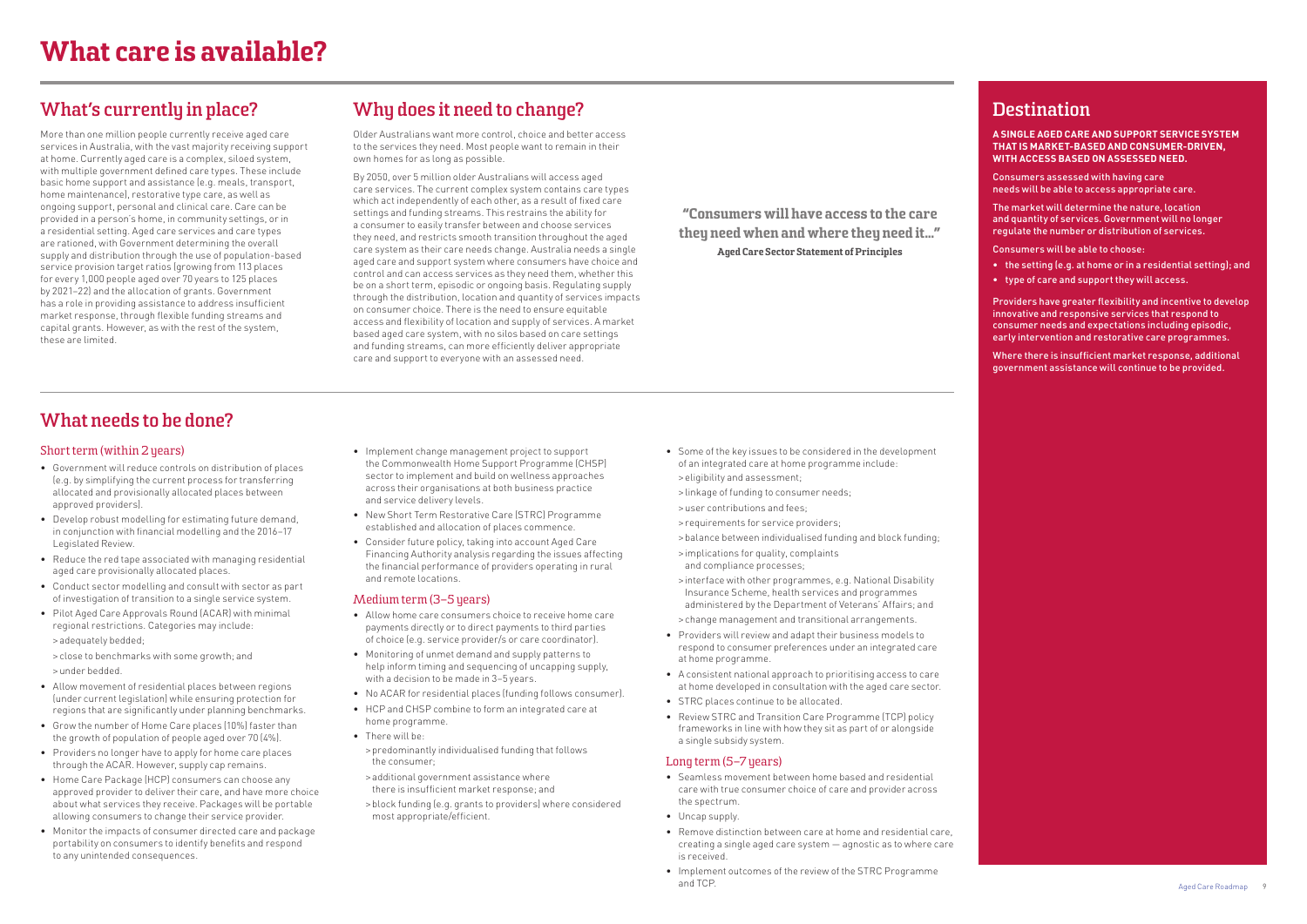# What care is available?

## What's currently in place?

More than one million people currently receive aged care services in Australia, with the vast majority receiving support at home. Currently aged care is a complex, siloed system, with multiple government defined care types. These include basic home support and assistance (e.g. meals, transport, home maintenance), restorative type care, as well as ongoing support, personal and clinical care. Care can be provided in a person's home, in community settings, or in a residential setting. Aged care services and care types are rationed, with Government determining the overall supply and distribution through the use of population-based service provision target ratios (growing from 113 places for every 1,000 people aged over 70 years to 125 places by 2021–22) and the allocation of grants. Government has a role in providing assistance to address insufficient market response, through flexible funding streams and capital grants. However, as with the rest of the system, these are limited.

## Why does it need to change?

Older Australians want more control, choice and better access to the services they need. Most people want to remain in their own homes for as long as possible.

By 2050, over 5 million older Australians will access aged care services. The current complex system contains care types which act independently of each other, as a result of fixed care settings and funding streams. This restrains the ability for a consumer to easily transfer between and choose services they need, and restricts smooth transition throughout the aged care system as their care needs change. Australia needs a single aged care and support system where consumers have choice and control and can access services as they need them, whether this be on a short term, episodic or ongoing basis. Regulating supply through the distribution, location and quantity of services impacts on consumer choice. There is the need to ensure equitable access and flexibility of location and supply of services. A market based aged care system, with no silos based on care settings and funding streams, can more efficiently deliver appropriate care and support to everyone with an assessed need.

**"Consumers will have access to the care they need when and where they need it..."**
**Aged Care Sector Statement of Principles**

## Destination

**A SINGLE AGED CARE AND SUPPORT SERVICE SYSTEM THAT IS MARKET-BASED AND CONSUMER-DRIVEN, WITH ACCESS BASED ON ASSESSED NEED.**

**Consumers assessed with having care needs will be able to access appropriate care.**

**The market will determine the nature, location and quantity of services. Government will no longer regulate the number or distribution of services.**

**Consumers will be able to choose:**

- **the setting (e.g. at home or in a residential setting); and**
- **type of care and support they will access.**

**Providers have greater flexibility and incentive to develop innovative and responsive services that respond to consumer needs and expectations including episodic, early intervention and restorative care programmes.**

**Where there is insufficient market response, additional government assistance will continue to be provided.**

## What needs to be done?

### Short term (within 2 years)

- Government will reduce controls on distribution of places (e.g. by simplifying the current process for transferring allocated and provisionally allocated places between approved providers).
- Develop robust modelling for estimating future demand, in conjunction with financial modelling and the 2016–17 Legislated Review.
- Reduce the red tape associated with managing residential aged care provisionally allocated places.
- Conduct sector modelling and consult with sector as part of investigation of transition to a single service system.
- Pilot Aged Care Approvals Round (ACAR) with minimal regional restrictions. Categories may include:
  - adequately bedded;
  - close to benchmarks with some growth; and
  - under bedded.
- Allow movement of residential places between regions (under current legislation) while ensuring protection for regions that are significantly under planning benchmarks.
- Grow the number of Home Care places (10%) faster than the growth of population of people aged over 70 (4%).
- Providers no longer have to apply for home care places through the ACAR. However, supply cap remains.
- Home Care Package (HCP) consumers can choose any approved provider to deliver their care, and have more choice about what services they receive. Packages will be portable allowing consumers to change their service provider.
- Monitor the impacts of consumer directed care and package portability on consumers to identify benefits and respond to any unintended consequences.
- Implement change management project to support the Commonwealth Home Support Programme (CHSP) sector to implement and build on wellness approaches across their organisations at both business practice and service delivery levels.
- New Short Term Restorative Care (STRC) Programme established and allocation of places commence.
- Consider future policy, taking into account Aged Care Financing Authority analysis regarding the issues affecting the financial performance of providers operating in rural and remote locations.

### Medium term (3–5 years)

- Allow home care consumers choice to receive home care payments directly or to direct payments to third parties of choice (e.g. service provider/s or care coordinator).
- Monitoring of unmet demand and supply patterns to help inform timing and sequencing of uncapping supply, with a decision to be made in 3–5 years.
- No ACAR for residential places (funding follows consumer).
- HCP and CHSP combine to form an integrated care at home programme.
- There will be:
  - predominantly individualised funding that follows the consumer;
  - additional government assistance where there is insufficient market response; and
  - block funding (e.g. grants to providers) where considered most appropriate/efficient.
- Some of the key issues to be considered in the development of an integrated care at home programme include:
  - eligibility and assessment;
  - linkage of funding to consumer needs;
  - user contributions and fees;
  - requirements for service providers;
  - balance between individualised funding and block funding;
  - implications for quality, complaints and compliance processes;
  - interface with other programmes, e.g. National Disability Insurance Scheme, health services and programmes administered by the Department of Veterans' Affairs; and
  - change management and transitional arrangements.
- Providers will review and adapt their business models to respond to consumer preferences under an integrated care at home programme.
- A consistent national approach to prioritising access to care at home developed in consultation with the aged care sector.
- STRC places continue to be allocated.
- Review STRC and Transition Care Programme (TCP) policy frameworks in line with how they sit as part of or alongside a single subsidy system.

### Long term (5–7 years)

- Seamless movement between home based and residential care with true consumer choice of care and provider across the spectrum.
- Uncap supply.
- Remove distinction between care at home and residential care, creating a single aged care system — agnostic as to where care is received.
- Implement outcomes of the review of the STRC Programme and TCP.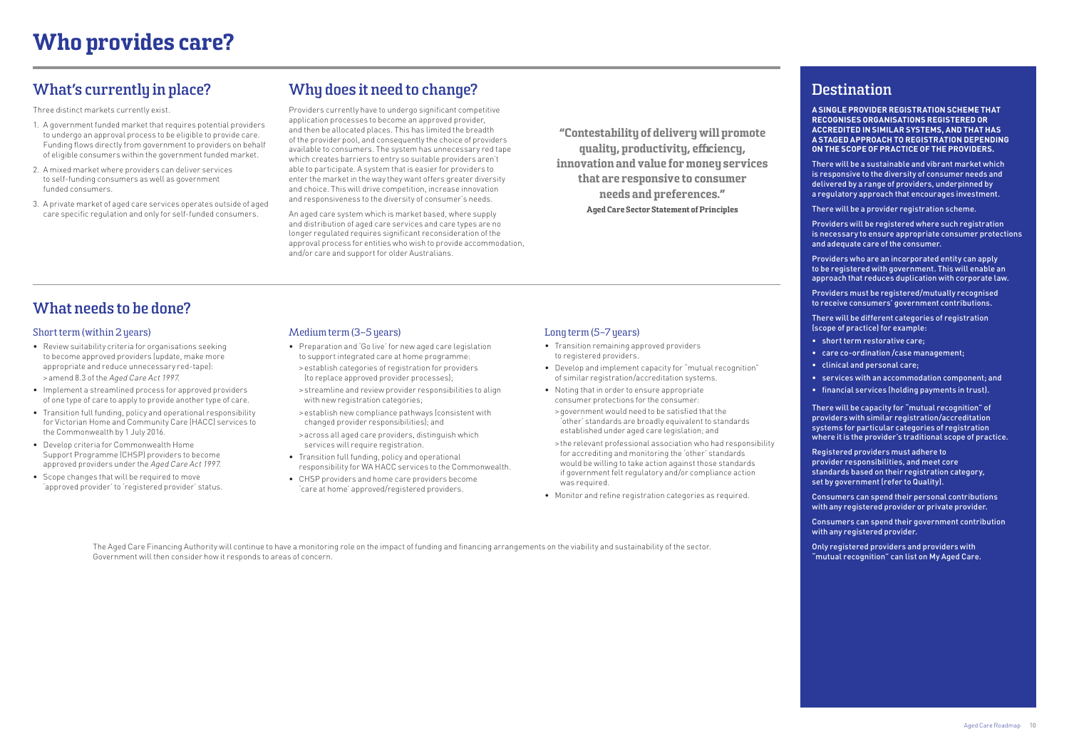# Who provides care?

## What's currently in place?

Three distinct markets currently exist.

1. A government funded market that requires potential providers to undergo an approval process to be eligible to provide care. Funding flows directly from government to providers on behalf of eligible consumers within the government funded market.
2. A mixed market where providers can deliver services to self-funding consumers as well as government funded consumers.
3. A private market of aged care services operates outside of aged care specific regulation and only for self-funded consumers.

## Why does it need to change?

Providers currently have to undergo significant competitive application processes to become an approved provider, and then be allocated places. This has limited the breadth of the provider pool, and consequently the choice of providers available to consumers. The system has unnecessary red tape which creates barriers to entry so suitable providers aren't able to participate. A system that is easier for providers to enter the market in the way they want offers greater diversity and choice. This will drive competition, increase innovation and responsiveness to the diversity of consumer's needs.

An aged care system which is market based, where supply and distribution of aged care services and care types are no longer regulated requires significant reconsideration of the approval process for entities who wish to provide accommodation, and/or care and support for older Australians.

> **"Contestability of delivery will promote quality, productivity, efficiency, innovation and value for money services that are responsive to consumer needs and preferences."**
>
> **Aged Care Sector Statement of Principles**

## What needs to be done?

### Short term (within 2 years)

- Review suitability criteria for organisations seeking to become approved providers (update, make more appropriate and reduce unnecessary red-tape):
  - > amend 8.3 of the *Aged Care Act 1997*.
- Implement a streamlined process for approved providers of one type of care to apply to provide another type of care.
- Transition full funding, policy and operational responsibility for Victorian Home and Community Care (HACC) services to the Commonwealth by 1 July 2016.
- Develop criteria for Commonwealth Home Support Programme (CHSP) providers to become approved providers under the *Aged Care Act 1997*.
- Scope changes that will be required to move 'approved provider' to 'registered provider' status.

### Medium term (3–5 years)

- Preparation and 'Go live' for new aged care legislation to support integrated care at home programme:
  - > establish categories of registration for providers (to replace approved provider processes);
  - > streamline and review provider responsibilities to align with new registration categories;
  - > establish new compliance pathways (consistent with changed provider responsibilities); and
  - > across all aged care providers, distinguish which services will require registration.
- Transition full funding, policy and operational responsibility for WA HACC services to the Commonwealth.
- CHSP providers and home care providers become 'care at home' approved/registered providers.

### Long term (5–7 years)

- Transition remaining approved providers to registered providers.
- Develop and implement capacity for "mutual recognition" of similar registration/accreditation systems.
- Noting that in order to ensure appropriate consumer protections for the consumer:
  - > government would need to be satisfied that the 'other' standards are broadly equivalent to standards established under aged care legislation; and
  - > the relevant professional association who had responsibility for accrediting and monitoring the 'other' standards would be willing to take action against those standards if government felt regulatory and/or compliance action was required.
- Monitor and refine registration categories as required.

The Aged Care Financing Authority will continue to have a monitoring role on the impact of funding and financing arrangements on the viability and sustainability of the sector. Government will then consider how it responds to areas of concern.

## Destination

**A SINGLE PROVIDER REGISTRATION SCHEME THAT RECOGNISES ORGANISATIONS REGISTERED OR ACCREDITED IN SIMILAR SYSTEMS, AND THAT HAS A STAGED APPROACH TO REGISTRATION DEPENDING ON THE SCOPE OF PRACTICE OF THE PROVIDERS.**

There will be a sustainable and vibrant market which is responsive to the diversity of consumer needs and delivered by a range of providers, underpinned by a regulatory approach that encourages investment.

There will be a provider registration scheme.

Providers will be registered where such registration is necessary to ensure appropriate consumer protections and adequate care of the consumer.

Providers who are an incorporated entity can apply to be registered with government. This will enable an approach that reduces duplication with corporate law.

Providers must be registered/mutually recognised to receive consumers' government contributions.

There will be different categories of registration (scope of practice) for example:

- short term restorative care;
- care co-ordination /case management;
- clinical and personal care;
- services with an accommodation component; and
- financial services (holding payments in trust).

There will be capacity for "mutual recognition" of providers with similar registration/accreditation systems for particular categories of registration where it is the provider's traditional scope of practice.

Registered providers must adhere to provider responsibilities, and meet core standards based on their registration category, set by government (refer to Quality).

Consumers can spend their personal contributions with any registered provider or private provider.

Consumers can spend their government contribution with any registered provider.

Only registered providers and providers with "mutual recognition" can list on My Aged Care.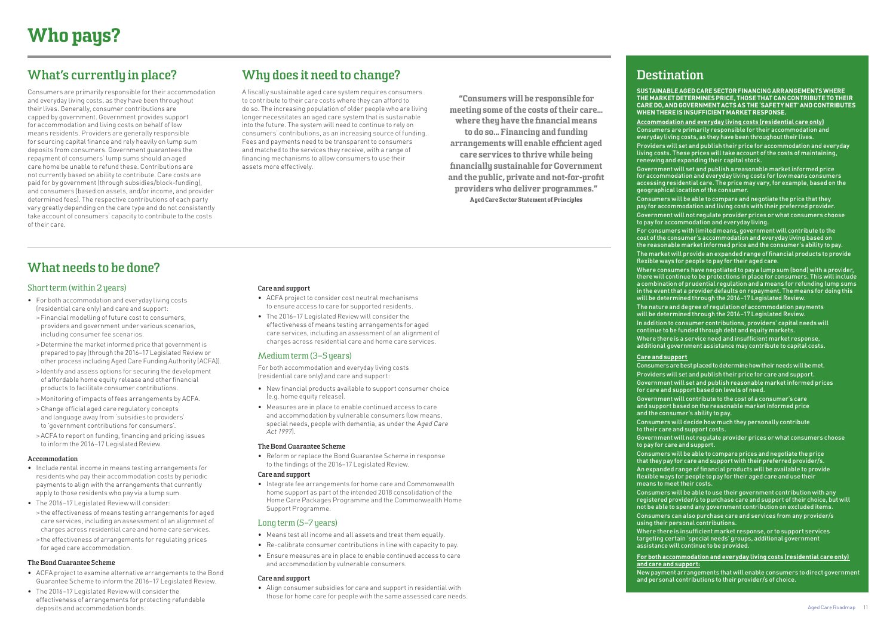# Who pays?

## What's currently in place?

Consumers are primarily responsible for their accommodation and everyday living costs, as they have been throughout their lives. Generally, consumer contributions are capped by government. Government provides support for accommodation and living costs on behalf of low means residents. Providers are generally responsible for sourcing capital finance and rely heavily on lump sum deposits from consumers. Government guarantees the repayment of consumers' lump sums should an aged care home be unable to refund these. Contributions are not currently based on ability to contribute. Care costs are paid for by government (through subsidies/block-funding), and consumers (based on assets, and/or income, and provider determined fees). The respective contributions of each party vary greatly depending on the care type and do not consistently take account of consumers' capacity to contribute to the costs of their care.

## Why does it need to change?

A fiscally sustainable aged care system requires consumers to contribute to their care costs where they can afford to do so. The increasing population of older people who are living longer necessitates an aged care system that is sustainable into the future. The system will need to continue to rely on consumers' contributions, as an increasing source of funding. Fees and payments need to be transparent to consumers and matched to the services they receive, with a range of financing mechanisms to allow consumers to use their assets more effectively.

> **"Consumers will be responsible for meeting some of the costs of their care… where they have the financial means to do so… Financing and funding arrangements will enable efficient aged care services to thrive while being financially sustainable for Government and the public, private and not-for-profit providers who deliver programmes."**
>
> **Aged Care Sector Statement of Principles**

## What needs to be done?

### Short term (within 2 years)

- For both accommodation and everyday living costs (residential care only) and care and support:
  - Financial modelling of future cost to consumers, providers and government under various scenarios, including consumer fee scenarios.
  - Determine the market informed price that government is prepared to pay (through the 2016–17 Legislated Review or other process including Aged Care Funding Authority (ACFA)).
  - Identify and assess options for securing the development of affordable home equity release and other financial products to facilitate consumer contributions.
  - Monitoring of impacts of fees arrangements by ACFA.
  - Change official aged care regulatory concepts and language away from 'subsidies to providers' to 'government contributions for consumers'.
  - ACFA to report on funding, financing and pricing issues to inform the 2016–17 Legislated Review.

#### Accommodation

- Include rental income in means testing arrangements for residents who pay their accommodation costs by periodic payments to align with the arrangements that currently apply to those residents who pay via a lump sum.
- The 2016–17 Legislated Review will consider:
  - the effectiveness of means testing arrangements for aged care services, including an assessment of an alignment of charges across residential care and home care services.
  - the effectiveness of arrangements for regulating prices for aged care accommodation.

#### The Bond Guarantee Scheme

- ACFA project to examine alternative arrangements to the Bond Guarantee Scheme to inform the 2016–17 Legislated Review.
- The 2016–17 Legislated Review will consider the effectiveness of arrangements for protecting refundable deposits and accommodation bonds.

#### Care and support

- ACFA project to consider cost neutral mechanisms to ensure access to care for supported residents.
- The 2016–17 Legislated Review will consider the effectiveness of means testing arrangements for aged care services, including an assessment of an alignment of charges across residential care and home care services.

### Medium term (3–5 years)

For both accommodation and everyday living costs (residential care only) and care and support:

- New financial products available to support consumer choice (e.g. home equity release).
- Measures are in place to enable continued access to care and accommodation by vulnerable consumers (low means, special needs, people with dementia, as under the *Aged Care Act 1997*).

#### The Bond Guarantee Scheme

- Reform or replace the Bond Guarantee Scheme in response to the findings of the 2016–17 Legislated Review.

#### Care and support

- Integrate fee arrangements for home care and Commonwealth home support as part of the intended 2018 consolidation of the Home Care Packages Programme and the Commonwealth Home Support Programme.

### Long term (5–7 years)

- Means test all income and all assets and treat them equally.
- Re-calibrate consumer contributions in line with capacity to pay.
- Ensure measures are in place to enable continued access to care and accommodation by vulnerable consumers.

#### Care and support

- Align consumer subsidies for care and support in residential with those for home care for people with the same assessed care needs.

## Destination

**SUSTAINABLE AGED CARE SECTOR FINANCING ARRANGEMENTS WHERE THE MARKET DETERMINES PRICE, THOSE THAT CAN CONTRIBUTE TO THEIR CARE DO, AND GOVERNMENT ACTS AS THE 'SAFETY NET' AND CONTRIBUTES WHEN THERE IS INSUFFICIENT MARKET RESPONSE.**

**Accommodation and everyday living costs (residential care only)**

Consumers are primarily responsible for their accommodation and everyday living costs, as they have been throughout their lives.

Providers will set and publish their price for accommodation and everyday living costs. These prices will take account of the costs of maintaining, renewing and expanding their capital stock.

Government will set and publish a reasonable market informed price for accommodation and everyday living costs for low means consumers accessing residential care. The price may vary, for example, based on the geographical location of the consumer.

Consumers will be able to compare and negotiate the price that they pay for accommodation and living costs with their preferred provider.

Government will not regulate provider prices or what consumers choose to pay for accommodation and everyday living.

For consumers with limited means, government will contribute to the cost of the consumer's accommodation and everyday living based on the reasonable market informed price and the consumer's ability to pay.

The market will provide an expanded range of financial products to provide flexible ways for people to pay for their aged care.

Where consumers have negotiated to pay a lump sum (bond) with a provider, there will continue to be protections in place for consumers. This will include a combination of prudential regulation and a means for refunding lump sums in the event that a provider defaults on repayment. The means for doing this will be determined through the 2016–17 Legislated Review.

The nature and degree of regulation of accommodation payments will be determined through the 2016–17 Legislated Review.

In addition to consumer contributions, providers' capital needs will continue to be funded through debt and equity markets.

Where there is a service need and insufficient market response, additional government assistance may contribute to capital costs.

**Care and support**

Consumers are best placed to determine how their needs will be met.

Providers will set and publish their price for care and support.

Government will set and publish reasonable market informed prices for care and support based on levels of need.

Government will contribute to the cost of a consumer's care and support based on the reasonable market informed price and the consumer's ability to pay.

Consumers will decide how much they personally contribute to their care and support costs.

Government will not regulate provider prices or what consumers choose to pay for care and support.

Consumers will be able to compare prices and negotiate the price that they pay for care and support with their preferred provider/s.

An expanded range of financial products will be available to provide flexible ways for people to pay for their aged care and use their means to meet their costs.

Consumers will be able to use their government contribution with any registered provider/s to purchase care and support of their choice, but will not be able to spend any government contribution on excluded items.

Consumers can also purchase care and services from any provider/s using their personal contributions.

Where there is insufficient market response, or to support services targeting certain 'special needs' groups, additional government assistance will continue to be provided.

**For both accommodation and everyday living costs (residential care only) and care and support:**

New payment arrangements that will enable consumers to direct government and personal contributions to their provider/s of choice.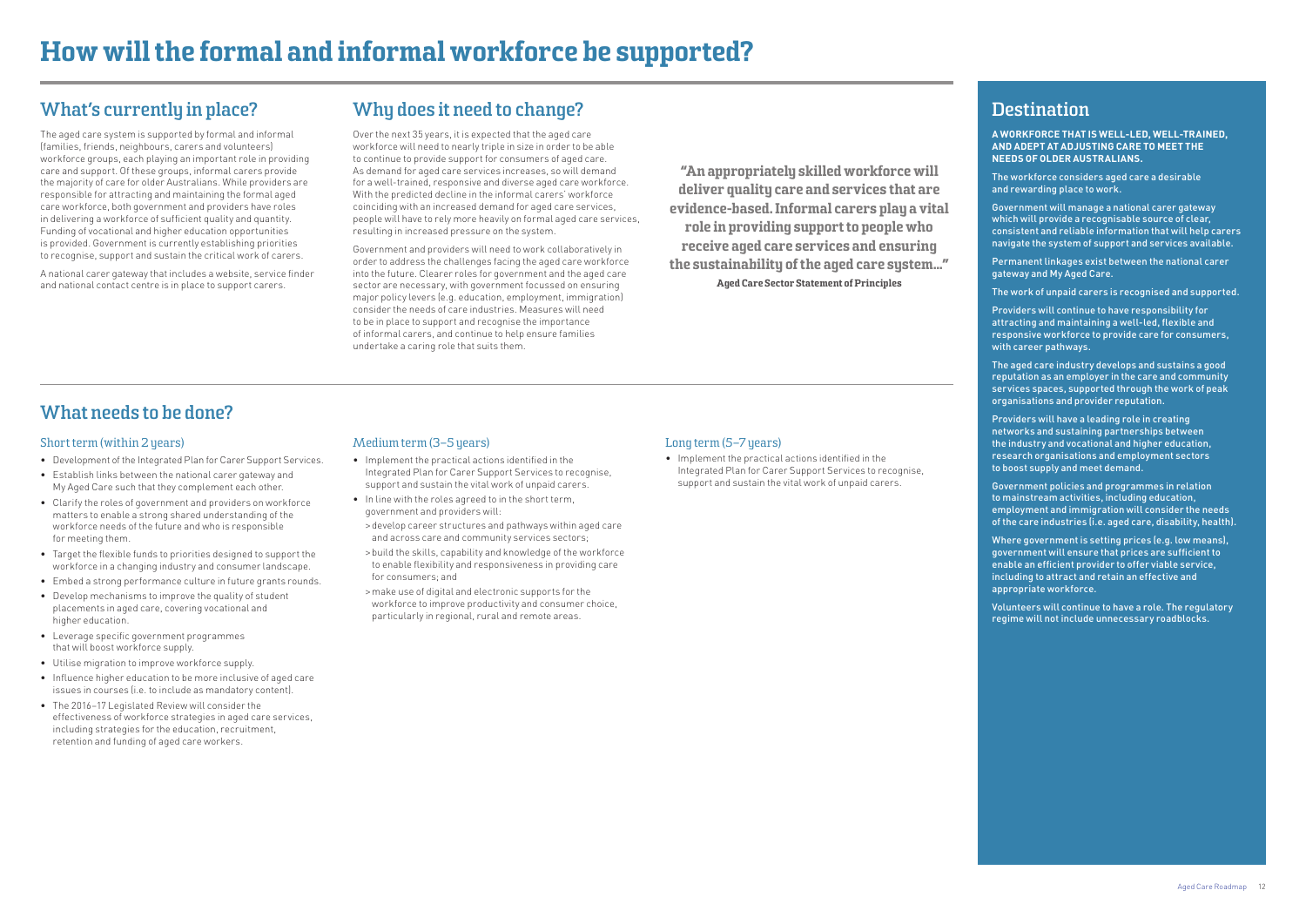# How will the formal and informal workforce be supported?

## What's currently in place?

The aged care system is supported by formal and informal (families, friends, neighbours, carers and volunteers) workforce groups, each playing an important role in providing care and support. Of these groups, informal carers provide the majority of care for older Australians. While providers are responsible for attracting and maintaining the formal aged care workforce, both government and providers have roles in delivering a workforce of sufficient quality and quantity. Funding of vocational and higher education opportunities is provided. Government is currently establishing priorities to recognise, support and sustain the critical work of carers.

A national carer gateway that includes a website, service finder and national contact centre is in place to support carers.

## Why does it need to change?

Over the next 35 years, it is expected that the aged care workforce will need to nearly triple in size in order to be able to continue to provide support for consumers of aged care. As demand for aged care services increases, so will demand for a well-trained, responsive and diverse aged care workforce. With the predicted decline in the informal carers' workforce coinciding with an increased demand for aged care services, people will have to rely more heavily on formal aged care services, resulting in increased pressure on the system.

Government and providers will need to work collaboratively in order to address the challenges facing the aged care workforce into the future. Clearer roles for government and the aged care sector are necessary, with government focussed on ensuring major policy levers (e.g. education, employment, immigration) consider the needs of care industries. Measures will need to be in place to support and recognise the importance of informal carers, and continue to help ensure families undertake a caring role that suits them.

> **"An appropriately skilled workforce will deliver quality care and services that are evidence-based. Informal carers play a vital role in providing support to people who receive aged care services and ensuring the sustainability of the aged care system..."**
>
> **Aged Care Sector Statement of Principles**

## What needs to be done?

### Short term (within 2 years)

- Development of the Integrated Plan for Carer Support Services.
- Establish links between the national carer gateway and My Aged Care such that they complement each other.
- Clarify the roles of government and providers on workforce matters to enable a strong shared understanding of the workforce needs of the future and who is responsible for meeting them.
- Target the flexible funds to priorities designed to support the workforce in a changing industry and consumer landscape.
- Embed a strong performance culture in future grants rounds.
- Develop mechanisms to improve the quality of student placements in aged care, covering vocational and higher education.
- Leverage specific government programmes that will boost workforce supply.
- Utilise migration to improve workforce supply.
- Influence higher education to be more inclusive of aged care issues in courses (i.e. to include as mandatory content).
- The 2016–17 Legislated Review will consider the effectiveness of workforce strategies in aged care services, including strategies for the education, recruitment, retention and funding of aged care workers.

### Medium term (3–5 years)

- Implement the practical actions identified in the Integrated Plan for Carer Support Services to recognise, support and sustain the vital work of unpaid carers.
- In line with the roles agreed to in the short term, government and providers will:
  - develop career structures and pathways within aged care and across care and community services sectors;
  - build the skills, capability and knowledge of the workforce to enable flexibility and responsiveness in providing care for consumers; and
  - make use of digital and electronic supports for the workforce to improve productivity and consumer choice, particularly in regional, rural and remote areas.

### Long term (5–7 years)

- Implement the practical actions identified in the Integrated Plan for Carer Support Services to recognise, support and sustain the vital work of unpaid carers.

## Destination

**A WORKFORCE THAT IS WELL-LED, WELL-TRAINED, AND ADEPT AT ADJUSTING CARE TO MEET THE NEEDS OF OLDER AUSTRALIANS.**

The workforce considers aged care a desirable and rewarding place to work.

Government will manage a national carer gateway which will provide a recognisable source of clear, consistent and reliable information that will help carers navigate the system of support and services available.

Permanent linkages exist between the national carer gateway and My Aged Care.

The work of unpaid carers is recognised and supported.

Providers will continue to have responsibility for attracting and maintaining a well-led, flexible and responsive workforce to provide care for consumers, with career pathways.

The aged care industry develops and sustains a good reputation as an employer in the care and community services spaces, supported through the work of peak organisations and provider reputation.

Providers will have a leading role in creating networks and sustaining partnerships between the industry and vocational and higher education, research organisations and employment sectors to boost supply and meet demand.

Government policies and programmes in relation to mainstream activities, including education, employment and immigration will consider the needs of the care industries (i.e. aged care, disability, health).

Where government is setting prices (e.g. low means), government will ensure that prices are sufficient to enable an efficient provider to offer viable service, including to attract and retain an effective and appropriate workforce.

Volunteers will continue to have a role. The regulatory regime will not include unnecessary roadblocks.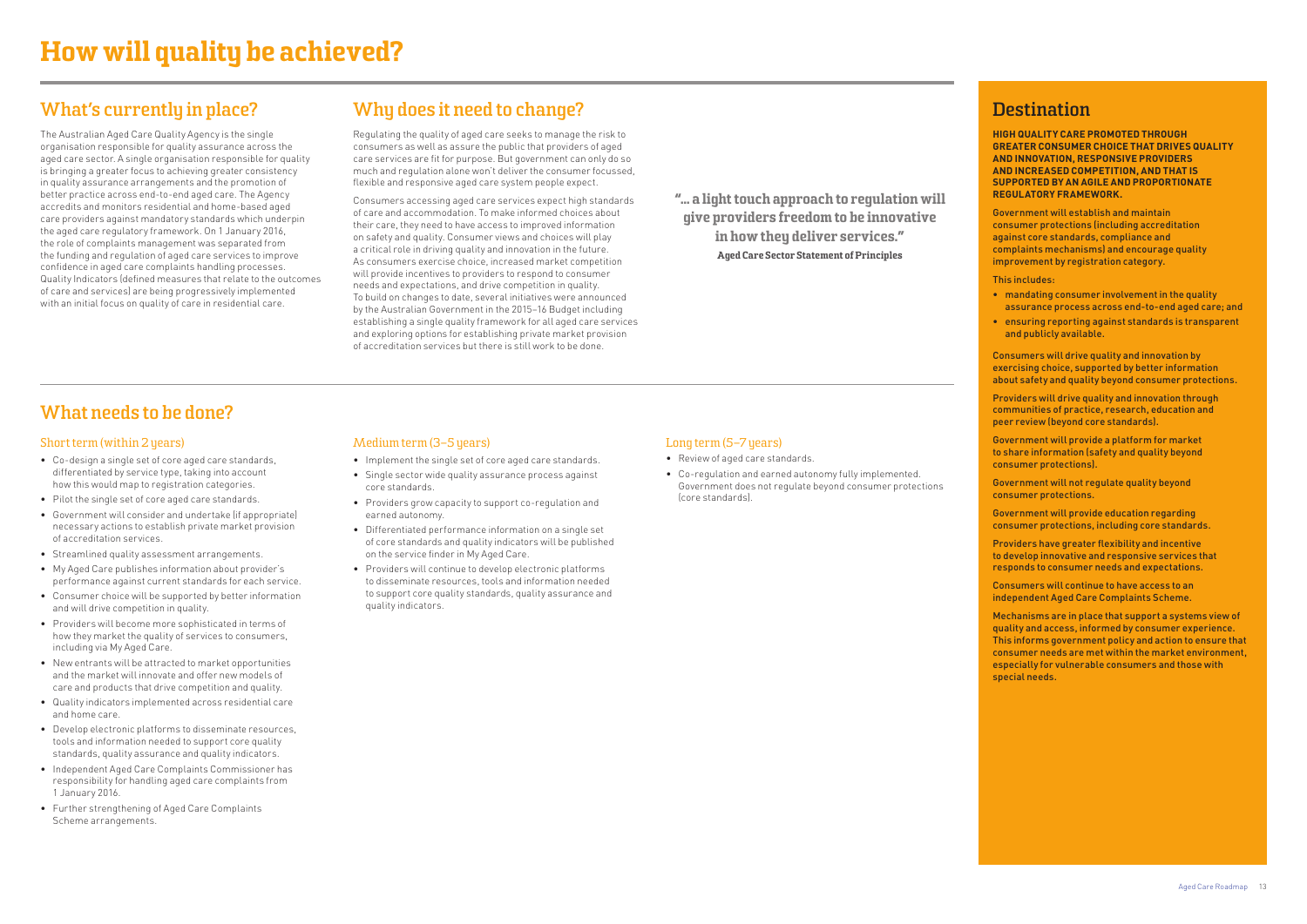# How will quality be achieved?

## What's currently in place?

The Australian Aged Care Quality Agency is the single organisation responsible for quality assurance across the aged care sector. A single organisation responsible for quality is bringing a greater focus to achieving greater consistency in quality assurance arrangements and the promotion of better practice across end-to-end aged care. The Agency accredits and monitors residential and home-based aged care providers against mandatory standards which underpin the aged care regulatory framework. On 1 January 2016, the role of complaints management was separated from the funding and regulation of aged care services to improve confidence in aged care complaints handling processes. Quality Indicators (defined measures that relate to the outcomes of care and services) are being progressively implemented with an initial focus on quality of care in residential care.

## Why does it need to change?

Regulating the quality of aged care seeks to manage the risk to consumers as well as assure the public that providers of aged care services are fit for purpose. But government can only do so much and regulation alone won't deliver the consumer focussed, flexible and responsive aged care system people expect.

Consumers accessing aged care services expect high standards of care and accommodation. To make informed choices about their care, they need to have access to improved information on safety and quality. Consumer views and choices will play a critical role in driving quality and innovation in the future. As consumers exercise choice, increased market competition will provide incentives to providers to respond to consumer needs and expectations, and drive competition in quality. To build on changes to date, several initiatives were announced by the Australian Government in the 2015–16 Budget including establishing a single quality framework for all aged care services and exploring options for establishing private market provision of accreditation services but there is still work to be done.

> **"… a light touch approach to regulation will give providers freedom to be innovative in how they deliver services."**
> **Aged Care Sector Statement of Principles**

## What needs to be done?

### Short term (within 2 years)

- Co-design a single set of core aged care standards, differentiated by service type, taking into account how this would map to registration categories.
- Pilot the single set of core aged care standards.
- Government will consider and undertake (if appropriate) necessary actions to establish private market provision of accreditation services.
- Streamlined quality assessment arrangements.
- My Aged Care publishes information about provider's performance against current standards for each service.
- Consumer choice will be supported by better information and will drive competition in quality.
- Providers will become more sophisticated in terms of how they market the quality of services to consumers, including via My Aged Care.
- New entrants will be attracted to market opportunities and the market will innovate and offer new models of care and products that drive competition and quality.
- Quality indicators implemented across residential care and home care.
- Develop electronic platforms to disseminate resources, tools and information needed to support core quality standards, quality assurance and quality indicators.
- Independent Aged Care Complaints Commissioner has responsibility for handling aged care complaints from 1 January 2016.
- Further strengthening of Aged Care Complaints Scheme arrangements.

### Medium term (3–5 years)

- Implement the single set of core aged care standards.
- Single sector wide quality assurance process against core standards.
- Providers grow capacity to support co-regulation and earned autonomy.
- Differentiated performance information on a single set of core standards and quality indicators will be published on the service finder in My Aged Care.
- Providers will continue to develop electronic platforms to disseminate resources, tools and information needed to support core quality standards, quality assurance and quality indicators.

### Long term (5–7 years)

- Review of aged care standards.
- Co-regulation and earned autonomy fully implemented. Government does not regulate beyond consumer protections (core standards).

## Destination

**HIGH QUALITY CARE PROMOTED THROUGH GREATER CONSUMER CHOICE THAT DRIVES QUALITY AND INNOVATION, RESPONSIVE PROVIDERS AND INCREASED COMPETITION, AND THAT IS SUPPORTED BY AN AGILE AND PROPORTIONATE REGULATORY FRAMEWORK.**

**Government will establish and maintain consumer protections (including accreditation against core standards, compliance and complaints mechanisms) and encourage quality improvement by registration category.**

**This includes:**

- **mandating consumer involvement in the quality assurance process across end-to-end aged care; and**
- **ensuring reporting against standards is transparent and publicly available.**

**Consumers will drive quality and innovation by exercising choice, supported by better information about safety and quality beyond consumer protections.**

**Providers will drive quality and innovation through communities of practice, research, education and peer review (beyond core standards).**

**Government will provide a platform for market to share information (safety and quality beyond consumer protections).**

**Government will not regulate quality beyond consumer protections.**

**Government will provide education regarding consumer protections, including core standards.**

**Providers have greater flexibility and incentive to develop innovative and responsive services that responds to consumer needs and expectations.**

**Consumers will continue to have access to an independent Aged Care Complaints Scheme.**

**Mechanisms are in place that support a systems view of quality and access, informed by consumer experience. This informs government policy and action to ensure that consumer needs are met within the market environment, especially for vulnerable consumers and those with special needs.**